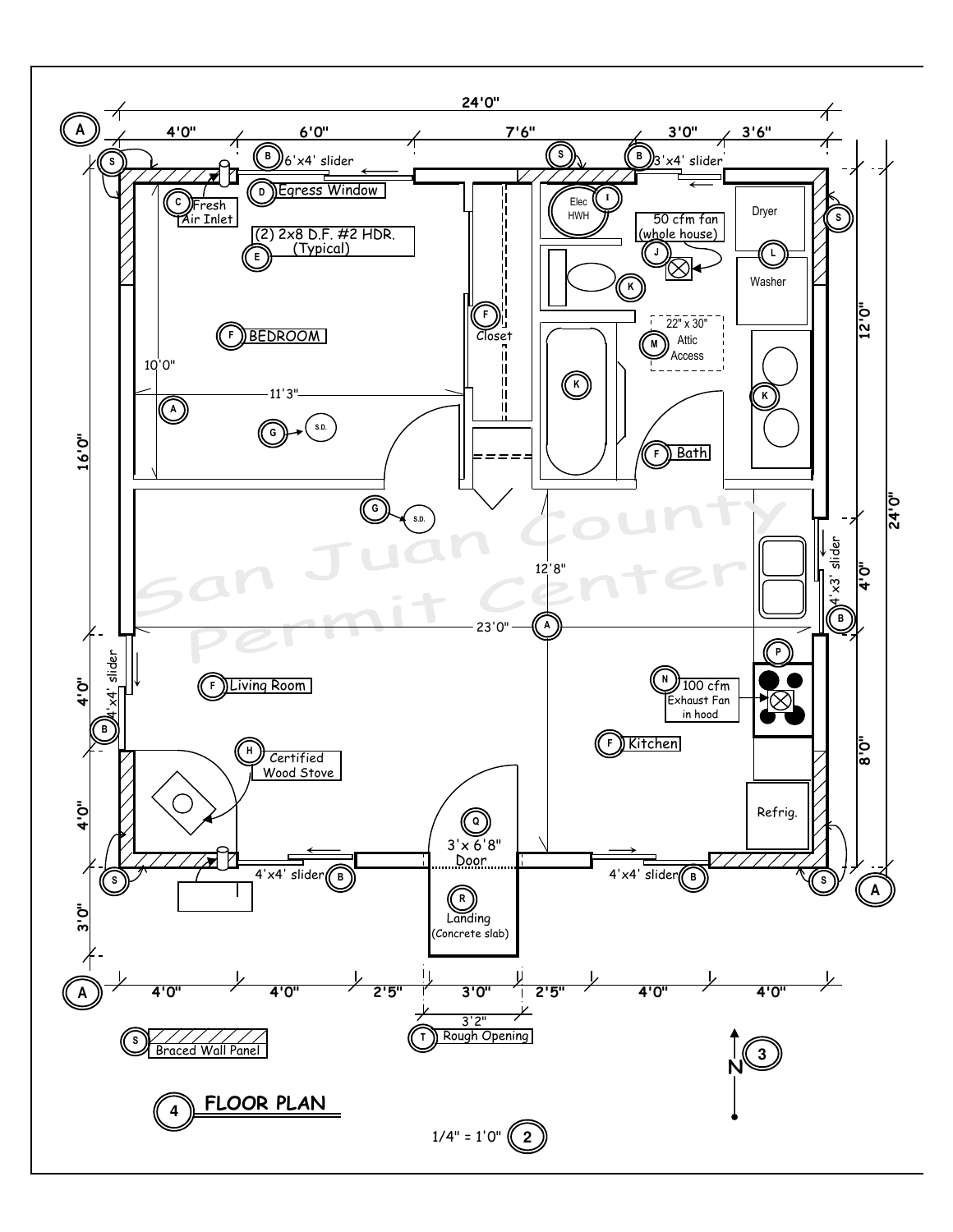# FLOOR PLAN

24'0"

4'0" | 6'0" | 7'6" | 3'0" | 3'6"

(A)

(B) 6'x4' slider

(B) 3'x4' slider

(C) Fresh Air Inlet

(D) Egress Window

(E) (2) 2x8 D.F. #2 HDR. (Typical)

(F) BEDROOM

(F) Closet

(F) Bath

(F) Living Room

(F) Kitchen

(G) S.D.

(H) Certified Wood Stove

(I) Elec HWH

(J) 50 cfm fan (whole house)

(K)

(L) Dryer / Washer

(M) 22" x 30" Attic Access

(N) 100 cfm Exhaust Fan in hood

(P)

(Q) 3'x 6'8" Door

(R) Landing (Concrete slab)

(S) Braced Wall Panel

(T) 3'2" Rough Opening

10'0"

11'3"

12'8"

23'0"

16'0" | 4'0" | 4'0" | 3'0"

12'0" | 4'0" | 8'0"

24'0"

(B) 4'x4' slider

(B) 4'x3' slider

(B) 4'x4' slider

(B) 4'x4' slider

Refrig.

4'0" | 4'0" | 2'5" | 3'0" | 2'5" | 4'0" | 4'0"

N (3)

(4) FLOOR PLAN

1/4" = 1'0" (2)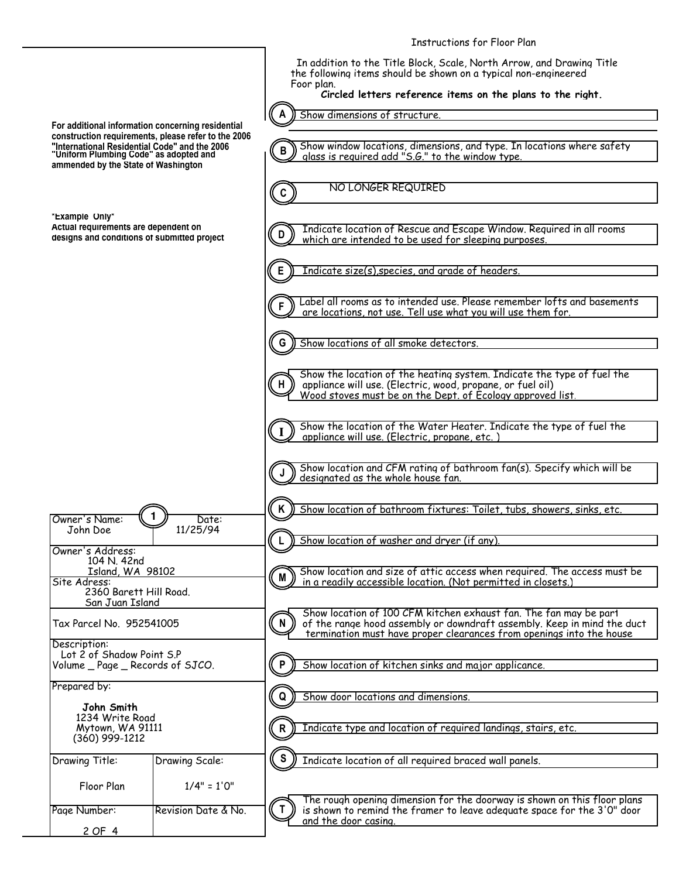## Instructions for Floor Plan

In addition to the Title Block, Scale, North Arrow, and Drawing Title the following items should be shown on a typical non-engineered Foor plan.

**Circled letters reference items on the plans to the right.**

- **A** Show dimensions of structure.
- **B** Show window locations, dimensions, and type. In locations where safety glass is required add "S.G." to the window type.
- **C** NO LONGER REQUIRED
- **D** Indicate location of Rescue and Escape Window. Required in all rooms which are intended to be used for sleeping purposes.
- **E** Indicate size(s),species, and grade of headers.
- **F** Label all rooms as to intended use. Please remember lofts and basements are locations, not use. Tell use what you will use them for.
- **G** Show locations of all smoke detectors.
- **H** Show the location of the heating system. Indicate the type of fuel the appliance will use. (Electric, wood, propane, or fuel oil) Wood stoves must be on the Dept. of Ecology approved list.
- **I** Show the location of the Water Heater. Indicate the type of fuel the appliance will use. (Electric, propane, etc. )
- **J** Show location and CFM rating of bathroom fan(s). Specify which will be designated as the whole house fan.
- **K** Show location of bathroom fixtures: Toilet, tubs, showers, sinks, etc.
- **L** Show location of washer and dryer (if any).
- **M** Show location and size of attic access when required. The access must be in a readily accessible location. (Not permitted in closets.)
- **N** Show location of 100 CFM kitchen exhaust fan. The fan may be part of the range hood assembly or downdraft assembly. Keep in mind the duct termination must have proper clearances from openings into the house
- **P** Show location of kitchen sinks and major applicance.
- **Q** Show door locations and dimensions.
- **R** Indicate type and location of required landings, stairs, etc.
- **S** Indicate location of all required braced wall panels.
- **T** The rough opening dimension for the doorway is shown on this floor plans is shown to remind the framer to leave adequate space for the 3'0" door and the door casing.

**For additional information concerning residential construction requirements, please refer to the 2006 "International Residential Code" and the 2006 "Uniform Plumbing Code" as adopted and ammended by the State of Washington**

**\*Example Only\***
**Actual requirements are dependent on designs and conditions of submitted project**

| | |
|---|---|
| Owner's Name: (1) John Doe | Date: 11/25/94 |
| Owner's Address: 104 N. 42nd Island, WA 98102 | |
| Site Adress: 2360 Barett Hill Road. San Juan Island | |
| Tax Parcel No. 952541005 | |
| Description: Lot 2 of Shadow Point S.P Volume _ Page _ Records of SJCO. | |
| Prepared by: **John Smith** 1234 Write Road Mytown, WA 91111 (360) 999-1212 | |
| Drawing Title: Floor Plan | Drawing Scale: 1/4" = 1'0" |
| Page Number: 2 OF 4 | Revision Date & No. |